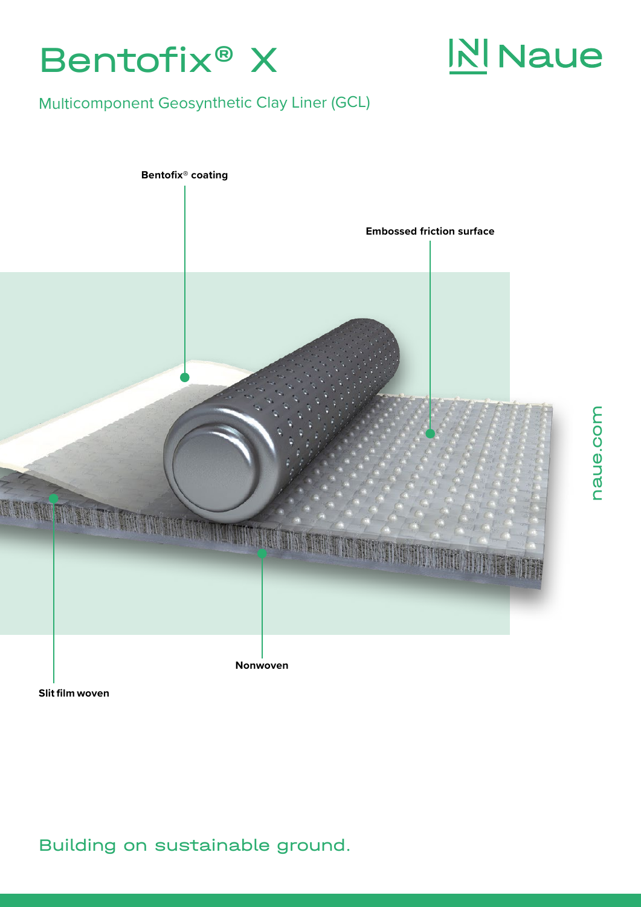# Bentofix® X

Naue

Multicomponent Geosynthetic Clay Liner (GCL)

Bentofix® coating

Embossed friction surface

Nonwoven

Slit film woven

naue.com

Building on sustainable ground.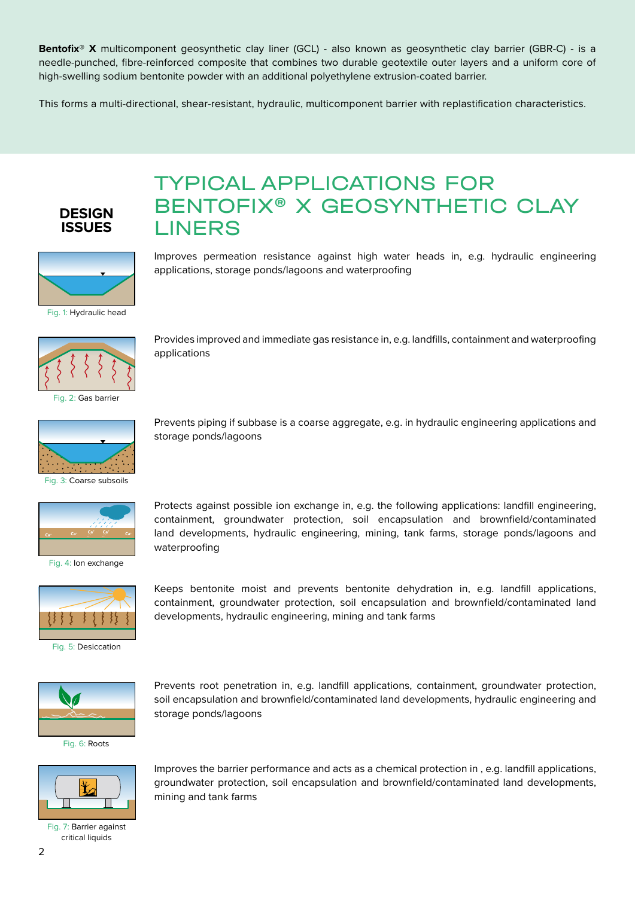**Bentofix® X** multicomponent geosynthetic clay liner (GCL) - also known as geosynthetic clay barrier (GBR-C) - is a needle-punched, fibre-reinforced composite that combines two durable geotextile outer layers and a uniform core of high-swelling sodium bentonite powder with an additional polyethylene extrusion-coated barrier.

This forms a multi-directional, shear-resistant, hydraulic, multicomponent barrier with replastification characteristics.

## DESIGN ISSUES

# TYPICAL APPLICATIONS FOR BENTOFIX® X GEOSYNTHETIC CLAY LINERS

Fig. 1: Hydraulic head

Improves permeation resistance against high water heads in, e.g. hydraulic engineering applications, storage ponds/lagoons and waterproofing

Fig. 2: Gas barrier

Provides improved and immediate gas resistance in, e.g. landfills, containment and waterproofing applications

Fig. 3: Coarse subsoils

Prevents piping if subbase is a coarse aggregate, e.g. in hydraulic engineering applications and storage ponds/lagoons

Fig. 4: Ion exchange

Protects against possible ion exchange in, e.g. the following applications: landfill engineering, containment, groundwater protection, soil encapsulation and brownfield/contaminated land developments, hydraulic engineering, mining, tank farms, storage ponds/lagoons and waterproofing

Fig. 5: Desiccation

Keeps bentonite moist and prevents bentonite dehydration in, e.g. landfill applications, containment, groundwater protection, soil encapsulation and brownfield/contaminated land developments, hydraulic engineering, mining and tank farms

Fig. 6: Roots

Prevents root penetration in, e.g. landfill applications, containment, groundwater protection, soil encapsulation and brownfield/contaminated land developments, hydraulic engineering and storage ponds/lagoons

Fig. 7: Barrier against critical liquids

Improves the barrier performance and acts as a chemical protection in , e.g. landfill applications, groundwater protection, soil encapsulation and brownfield/contaminated land developments, mining and tank farms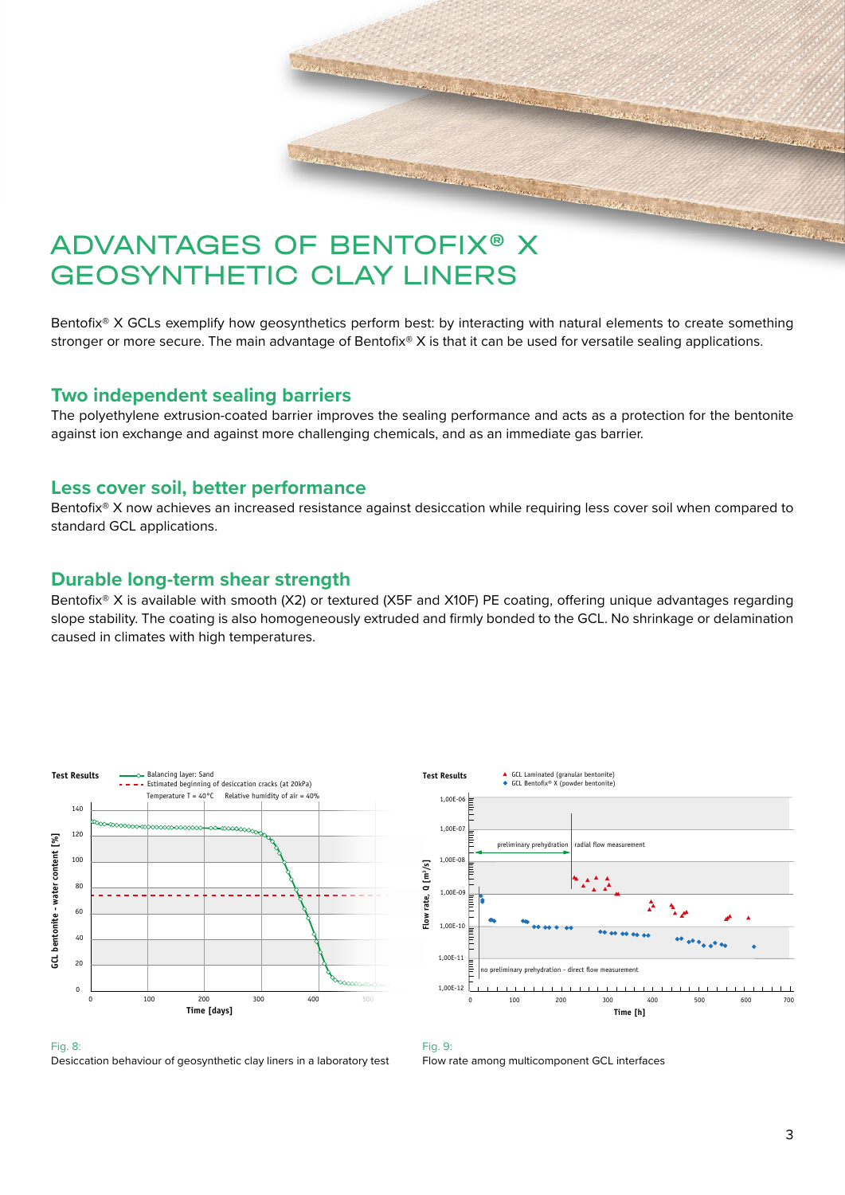# ADVANTAGES OF BENTOFIX® X GEOSYNTHETIC CLAY LINERS

Bentofix® X GCLs exemplify how geosynthetics perform best: by interacting with natural elements to create something stronger or more secure. The main advantage of Bentofix® X is that it can be used for versatile sealing applications.

## Two independent sealing barriers

The polyethylene extrusion-coated barrier improves the sealing performance and acts as a protection for the bentonite against ion exchange and against more challenging chemicals, and as an immediate gas barrier.

## Less cover soil, better performance

Bentofix® X now achieves an increased resistance against desiccation while requiring less cover soil when compared to standard GCL applications.

## Durable long-term shear strength

Bentofix® X is available with smooth (X2) or textured (X5F and X10F) PE coating, offering unique advantages regarding slope stability. The coating is also homogeneously extruded and firmly bonded to the GCL. No shrinkage or delamination caused in climates with high temperatures.

Fig. 8:
Desiccation behaviour of geosynthetic clay liners in a laboratory test

Fig. 9:
Flow rate among multicomponent GCL interfaces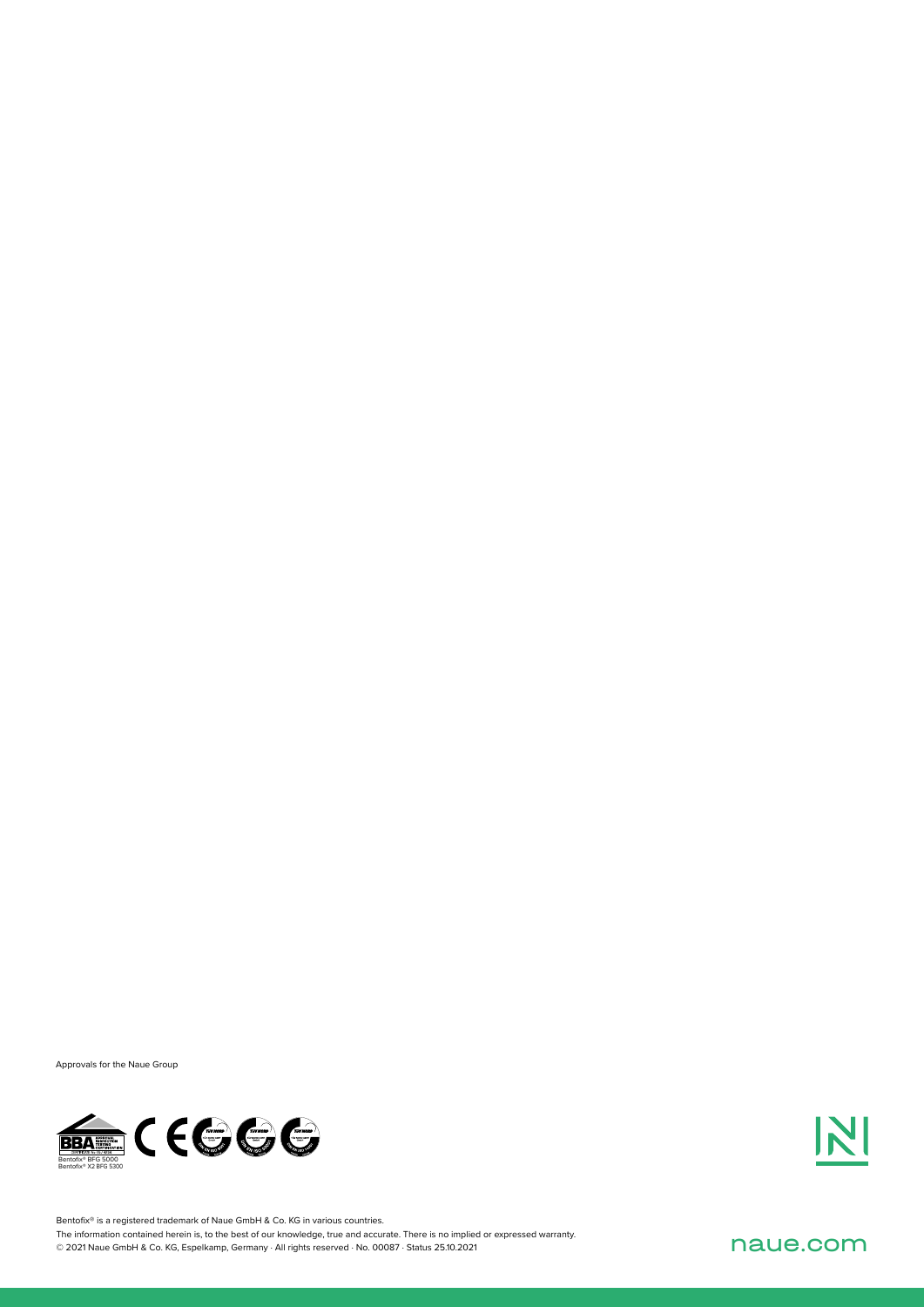Approvals for the Naue Group

Bentofix® BFG 5000
Bentofix® X2 BFG 5300

Bentofix® is a registered trademark of Naue GmbH & Co. KG in various countries.
The information contained herein is, to the best of our knowledge, true and accurate. There is no implied or expressed warranty.
© 2021 Naue GmbH & Co. KG, Espelkamp, Germany · All rights reserved · No. 00087 · Status 25.10.2021

naue.com